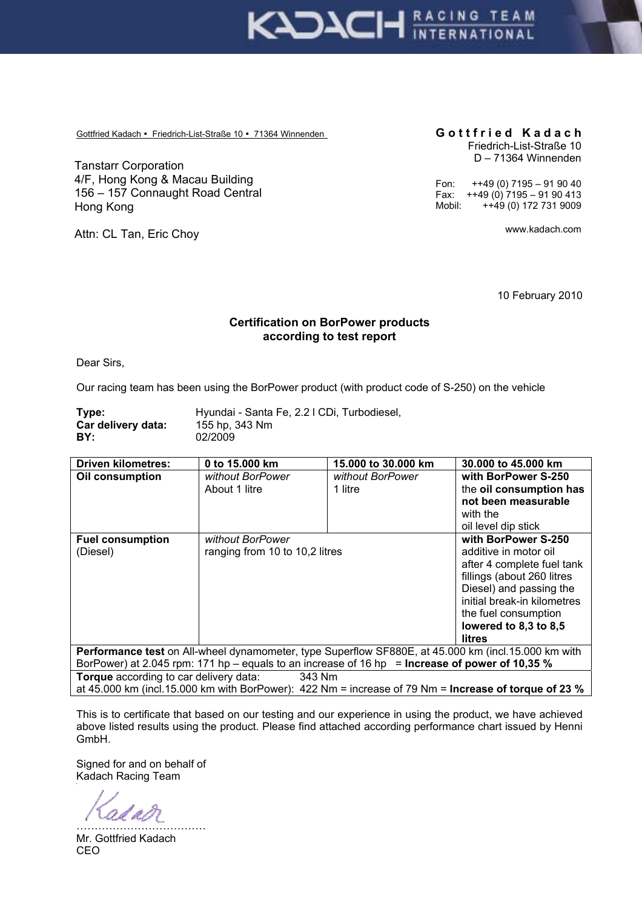Gottfried Kadach • Friedrich-List-Straße 10 • 71364 Winnenden

**G o t t f r i e d K a d a c h**
Friedrich-List-Straße 10
D – 71364 Winnenden

Fon: ++49 (0) 7195 – 91 90 40
Fax: ++49 (0) 7195 – 91 90 413
Mobil: ++49 (0) 172 731 9009

www.kadach.com

Tanstarr Corporation
4/F, Hong Kong & Macau Building
156 – 157 Connaught Road Central
Hong Kong

Attn: CL Tan, Eric Choy

10 February 2010

**Certification on BorPower products according to test report**

Dear Sirs,

Our racing team has been using the BorPower product (with product code of S-250) on the vehicle

**Type:** Hyundai - Santa Fe, 2.2 l CDi, Turbodiesel,
**Car delivery data:** 155 hp, 343 Nm
**BY:** 02/2009

| **Driven kilometres:** | **0 to 15.000 km** | **15.000 to 30.000 km** | **30.000 to 45.000 km** |
|---|---|---|---|
| **Oil consumption** | *without BorPower* About 1 litre | *without BorPower* 1 litre | **with BorPower S-250** the **oil consumption has not been measurable** with the oil level dip stick |
| **Fuel consumption** (Diesel) | *without BorPower* ranging from 10 to 10,2 litres | | **with BorPower S-250** additive in motor oil after 4 complete fuel tank fillings (about 260 litres Diesel) and passing the initial break-in kilometres the fuel consumption **lowered to 8,3 to 8,5 litres** |
| **Performance test** on All-wheel dynamometer, type Superflow SF880E, at 45.000 km (incl.15.000 km with BorPower) at 2.045 rpm: 171 hp – equals to an increase of 16 hp = **Increase of power of 10,35 %** | | | |
| **Torque** according to car delivery data: 343 Nm at 45.000 km (incl.15.000 km with BorPower): 422 Nm = increase of 79 Nm = **Increase of torque of 23 %** | | | |

This is to certificate that based on our testing and our experience in using the product, we have achieved above listed results using the product. Please find attached according performance chart issued by Henni GmbH.

Signed for and on behalf of
Kadach Racing Team

Kadach
………………………………
Mr. Gottfried Kadach
CEO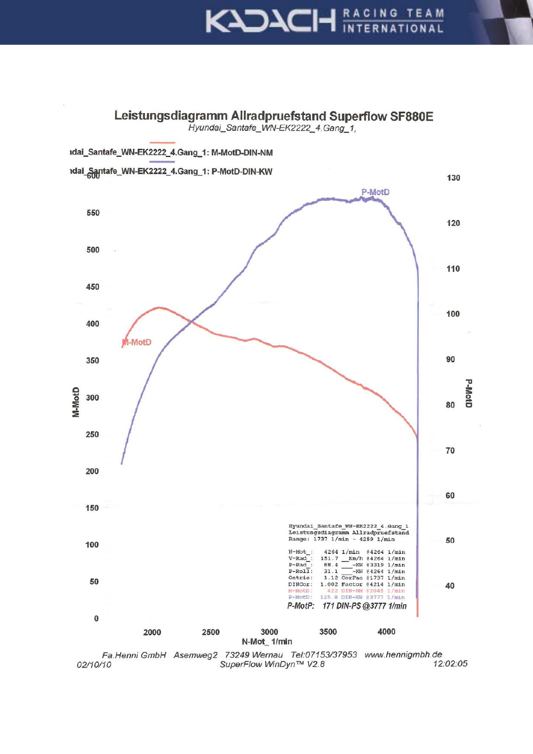# Leistungsdiagramm Allradpruefstand Superflow SF880E

*Hyundai_Santafe_WN-EK2222_4.Gang_1,*

ıdai_Santafe_WN-EK2222_4.Gang_1: M-MotD-DIN-NM

ıdai_Santafe_WN-EK2222_4.Gang_1: P-MotD-DIN-KW

P-MotD

M-MotD

M-MotD

P-MotD

600
550
500
450
400
350
300
250
200
150
100
50
0

130
120
110
100
90
80
70
60
50
40

2000 2500 3000 3500 4000

N-Mot_ 1/min

```
Hyundai_Santafe_WN-EK2222_4.Gang_1
Leistungsdiagramm Allradpruefstand
Range: 1737 1/min - 4259 1/min

N-Mot_:    4264 1/min   @4264 1/min
V-Rad_:   151.7 __Km/h  @4264 1/min
P-Rad_:    88.4 ___-KW  @3319 1/min
P-Roll:    31.1 ___-KW  @4264 1/min
Getrie:    1.12 CorFac  @1737 1/min
DINCor:   1.002 Factor  @4214 1/min
M-MotD:     422 DIN-NM  @2045 1/min
P-MotD:   125.8 DIN-KW  @3777 1/min
```

*P-MotP: 171 DIN-PS @3777 1/min*

*Fa.Henni GmbH Asemweg2 73249 Wernau Tel:07153/37953 www.hennigmbh.de*

*02/10/10* *SuperFlow WinDyn™ V2.8* *12:02:05*